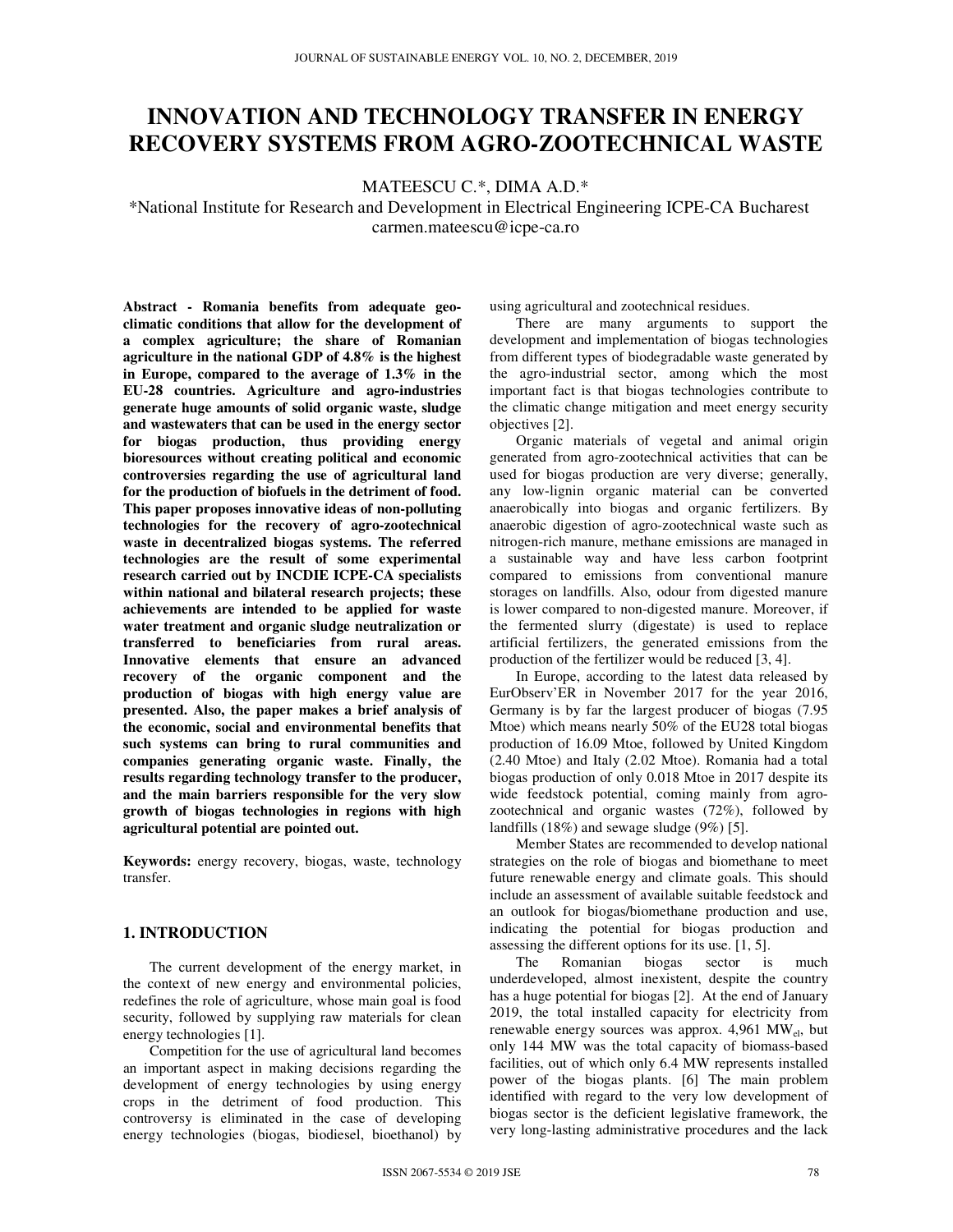# INNOVATION AND TECHNOLOGY TRANSFER IN ENERGY RECOVERY SYSTEMS FROM AGRO-ZOOTECHNICAL WASTE

MATEESCU C.*, DIMA A.D.*

*National Institute for Research and Development in Electrical Engineering ICPE-CA Bucharest
carmen.mateescu@icpe-ca.ro

**Abstract - Romania benefits from adequate geo-climatic conditions that allow for the development of a complex agriculture; the share of Romanian agriculture in the national GDP of 4.8% is the highest in Europe, compared to the average of 1.3% in the EU-28 countries. Agriculture and agro-industries generate huge amounts of solid organic waste, sludge and wastewaters that can be used in the energy sector for biogas production, thus providing energy bioresources without creating political and economic controversies regarding the use of agricultural land for the production of biofuels in the detriment of food. This paper proposes innovative ideas of non-polluting technologies for the recovery of agro-zootechnical waste in decentralized biogas systems. The referred technologies are the result of some experimental research carried out by INCDIE ICPE-CA specialists within national and bilateral research projects; these achievements are intended to be applied for waste water treatment and organic sludge neutralization or transferred to beneficiaries from rural areas. Innovative elements that ensure an advanced recovery of the organic component and the production of biogas with high energy value are presented. Also, the paper makes a brief analysis of the economic, social and environmental benefits that such systems can bring to rural communities and companies generating organic waste. Finally, the results regarding technology transfer to the producer, and the main barriers responsible for the very slow growth of biogas technologies in regions with high agricultural potential are pointed out.**

**Keywords:** energy recovery, biogas, waste, technology transfer.

## 1. INTRODUCTION

The current development of the energy market, in the context of new energy and environmental policies, redefines the role of agriculture, whose main goal is food security, followed by supplying raw materials for clean energy technologies [1].

Competition for the use of agricultural land becomes an important aspect in making decisions regarding the development of energy technologies by using energy crops in the detriment of food production. This controversy is eliminated in the case of developing energy technologies (biogas, biodiesel, bioethanol) by using agricultural and zootechnical residues.

There are many arguments to support the development and implementation of biogas technologies from different types of biodegradable waste generated by the agro-industrial sector, among which the most important fact is that biogas technologies contribute to the climatic change mitigation and meet energy security objectives [2].

Organic materials of vegetal and animal origin generated from agro-zootechnical activities that can be used for biogas production are very diverse; generally, any low-lignin organic material can be converted anaerobically into biogas and organic fertilizers. By anaerobic digestion of agro-zootechnical waste such as nitrogen-rich manure, methane emissions are managed in a sustainable way and have less carbon footprint compared to emissions from conventional manure storages on landfills. Also, odour from digested manure is lower compared to non-digested manure. Moreover, if the fermented slurry (digestate) is used to replace artificial fertilizers, the generated emissions from the production of the fertilizer would be reduced [3, 4].

In Europe, according to the latest data released by EurObserv'ER in November 2017 for the year 2016, Germany is by far the largest producer of biogas (7.95 Mtoe) which means nearly 50% of the EU28 total biogas production of 16.09 Mtoe, followed by United Kingdom (2.40 Mtoe) and Italy (2.02 Mtoe). Romania had a total biogas production of only 0.018 Mtoe in 2017 despite its wide feedstock potential, coming mainly from agro-zootechnical and organic wastes (72%), followed by landfills (18%) and sewage sludge (9%) [5].

Member States are recommended to develop national strategies on the role of biogas and biomethane to meet future renewable energy and climate goals. This should include an assessment of available suitable feedstock and an outlook for biogas/biomethane production and use, indicating the potential for biogas production and assessing the different options for its use. [1, 5].

The Romanian biogas sector is much underdeveloped, almost inexistent, despite the country has a huge potential for biogas [2]. At the end of January 2019, the total installed capacity for electricity from renewable energy sources was approx. 4,961 $MW_{el}$, but only 144 MW was the total capacity of biomass-based facilities, out of which only 6.4 MW represents installed power of the biogas plants. [6] The main problem identified with regard to the very low development of biogas sector is the deficient legislative framework, the very long-lasting administrative procedures and the lack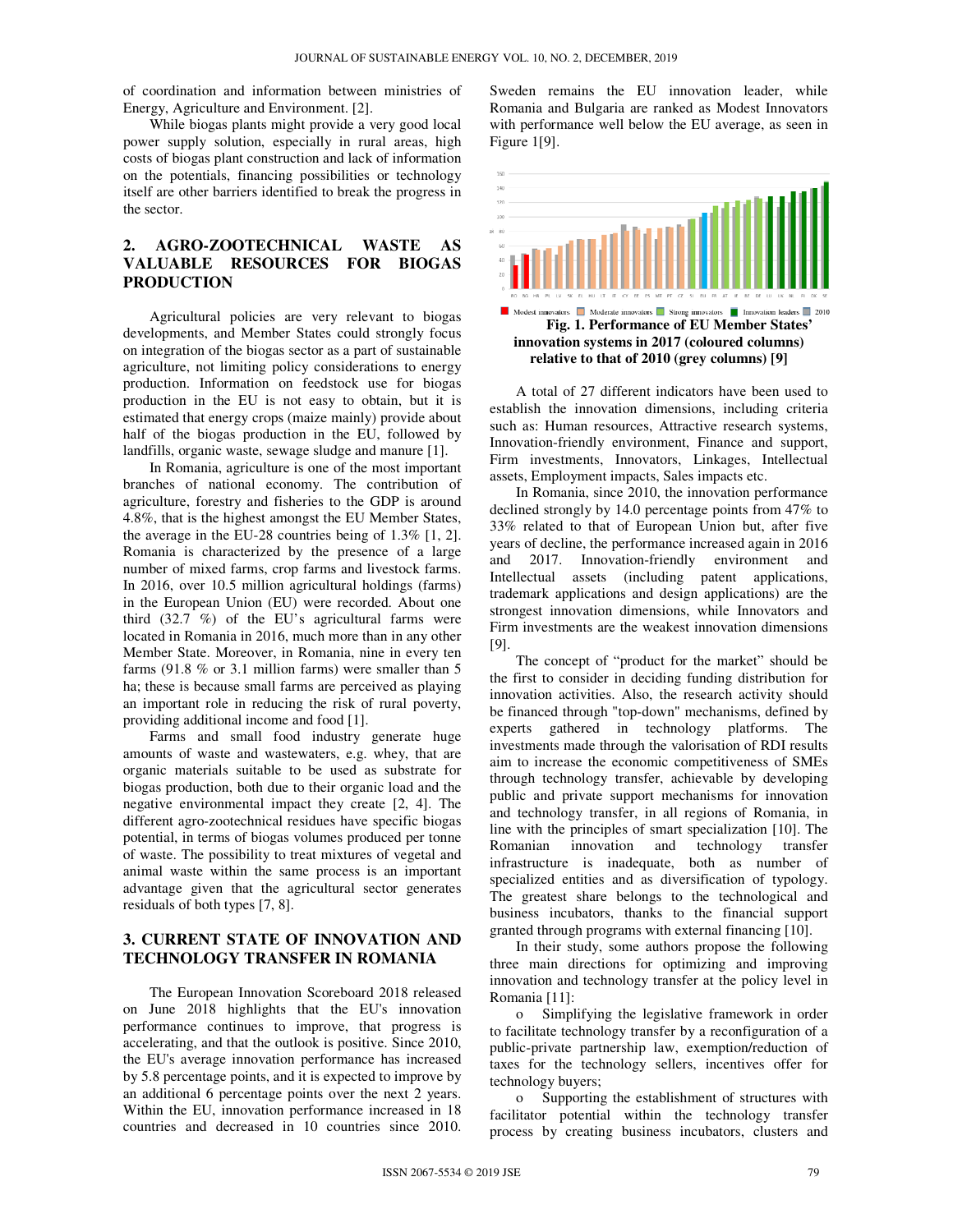of coordination and information between ministries of Energy, Agriculture and Environment. [2].

While biogas plants might provide a very good local power supply solution, especially in rural areas, high costs of biogas plant construction and lack of information on the potentials, financing possibilities or technology itself are other barriers identified to break the progress in the sector.

## 2. AGRO-ZOOTECHNICAL WASTE AS VALUABLE RESOURCES FOR BIOGAS PRODUCTION

Agricultural policies are very relevant to biogas developments, and Member States could strongly focus on integration of the biogas sector as a part of sustainable agriculture, not limiting policy considerations to energy production. Information on feedstock use for biogas production in the EU is not easy to obtain, but it is estimated that energy crops (maize mainly) provide about half of the biogas production in the EU, followed by landfills, organic waste, sewage sludge and manure [1].

In Romania, agriculture is one of the most important branches of national economy. The contribution of agriculture, forestry and fisheries to the GDP is around 4.8%, that is the highest amongst the EU Member States, the average in the EU-28 countries being of 1.3% [1, 2]. Romania is characterized by the presence of a large number of mixed farms, crop farms and livestock farms. In 2016, over 10.5 million agricultural holdings (farms) in the European Union (EU) were recorded. About one third (32.7 %) of the EU's agricultural farms were located in Romania in 2016, much more than in any other Member State. Moreover, in Romania, nine in every ten farms (91.8 % or 3.1 million farms) were smaller than 5 ha; these is because small farms are perceived as playing an important role in reducing the risk of rural poverty, providing additional income and food [1].

Farms and small food industry generate huge amounts of waste and wastewaters, e.g. whey, that are organic materials suitable to be used as substrate for biogas production, both due to their organic load and the negative environmental impact they create [2, 4]. The different agro-zootechnical residues have specific biogas potential, in terms of biogas volumes produced per tonne of waste. The possibility to treat mixtures of vegetal and animal waste within the same process is an important advantage given that the agricultural sector generates residuals of both types [7, 8].

## 3. CURRENT STATE OF INNOVATION AND TECHNOLOGY TRANSFER IN ROMANIA

The European Innovation Scoreboard 2018 released on June 2018 highlights that the EU's innovation performance continues to improve, that progress is accelerating, and that the outlook is positive. Since 2010, the EU's average innovation performance has increased by 5.8 percentage points, and it is expected to improve by an additional 6 percentage points over the next 2 years. Within the EU, innovation performance increased in 18 countries and decreased in 10 countries since 2010. Sweden remains the EU innovation leader, while Romania and Bulgaria are ranked as Modest Innovators with performance well below the EU average, as seen in Figure 1[9].

**Fig. 1. Performance of EU Member States' innovation systems in 2017 (coloured columns) relative to that of 2010 (grey columns) [9]**

A total of 27 different indicators have been used to establish the innovation dimensions, including criteria such as: Human resources, Attractive research systems, Innovation-friendly environment, Finance and support, Firm investments, Innovators, Linkages, Intellectual assets, Employment impacts, Sales impacts etc.

In Romania, since 2010, the innovation performance declined strongly by 14.0 percentage points from 47% to 33% related to that of European Union but, after five years of decline, the performance increased again in 2016 and 2017. Innovation-friendly environment and Intellectual assets (including patent applications, trademark applications and design applications) are the strongest innovation dimensions, while Innovators and Firm investments are the weakest innovation dimensions [9].

The concept of "product for the market" should be the first to consider in deciding funding distribution for innovation activities. Also, the research activity should be financed through "top-down" mechanisms, defined by experts gathered in technology platforms. The investments made through the valorisation of RDI results aim to increase the economic competitiveness of SMEs through technology transfer, achievable by developing public and private support mechanisms for innovation and technology transfer, in all regions of Romania, in line with the principles of smart specialization [10]. The Romanian innovation and technology transfer infrastructure is inadequate, both as number of specialized entities and as diversification of typology. The greatest share belongs to the technological and business incubators, thanks to the financial support granted through programs with external financing [10].

In their study, some authors propose the following three main directions for optimizing and improving innovation and technology transfer at the policy level in Romania [11]:

- Simplifying the legislative framework in order to facilitate technology transfer by a reconfiguration of a public-private partnership law, exemption/reduction of taxes for the technology sellers, incentives offer for technology buyers;
- Supporting the establishment of structures with facilitator potential within the technology transfer process by creating business incubators, clusters and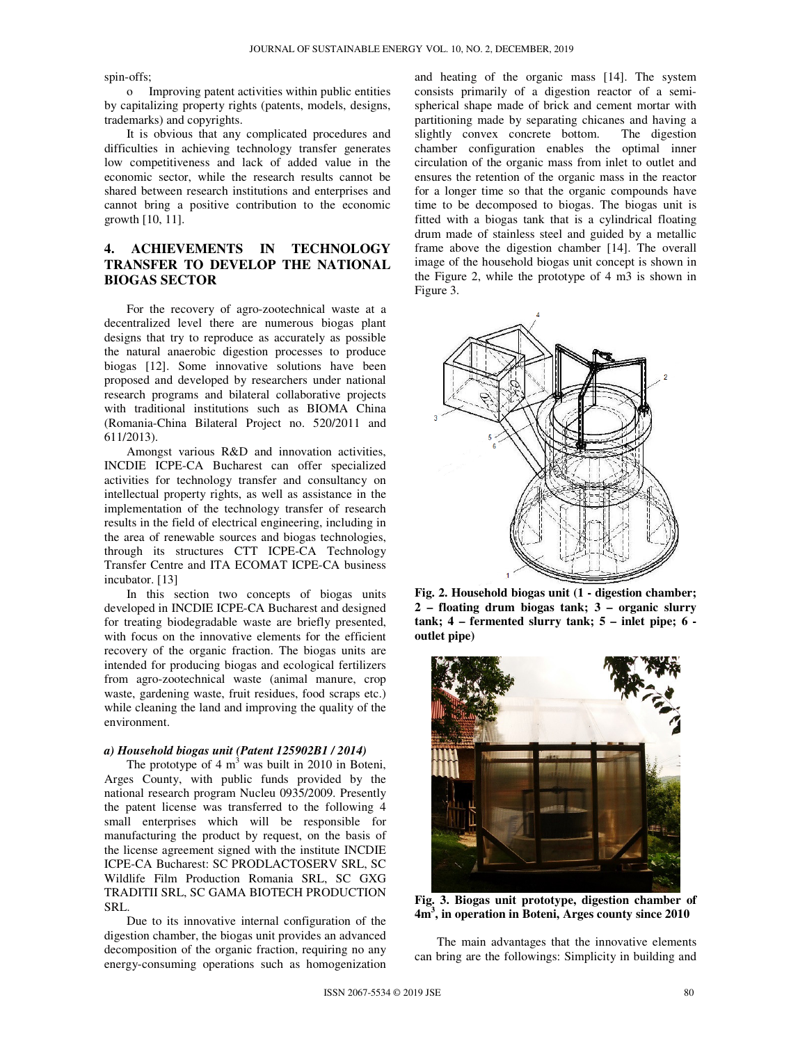spin-offs;

o Improving patent activities within public entities by capitalizing property rights (patents, models, designs, trademarks) and copyrights.

It is obvious that any complicated procedures and difficulties in achieving technology transfer generates low competitiveness and lack of added value in the economic sector, while the research results cannot be shared between research institutions and enterprises and cannot bring a positive contribution to the economic growth [10, 11].

## 4. ACHIEVEMENTS IN TECHNOLOGY TRANSFER TO DEVELOP THE NATIONAL BIOGAS SECTOR

For the recovery of agro-zootechnical waste at a decentralized level there are numerous biogas plant designs that try to reproduce as accurately as possible the natural anaerobic digestion processes to produce biogas [12]. Some innovative solutions have been proposed and developed by researchers under national research programs and bilateral collaborative projects with traditional institutions such as BIOMA China (Romania-China Bilateral Project no. 520/2011 and 611/2013).

Amongst various R&D and innovation activities, INCDIE ICPE-CA Bucharest can offer specialized activities for technology transfer and consultancy on intellectual property rights, as well as assistance in the implementation of the technology transfer of research results in the field of electrical engineering, including in the area of renewable sources and biogas technologies, through its structures CTT ICPE-CA Technology Transfer Centre and ITA ECOMAT ICPE-CA business incubator. [13]

In this section two concepts of biogas units developed in INCDIE ICPE-CA Bucharest and designed for treating biodegradable waste are briefly presented, with focus on the innovative elements for the efficient recovery of the organic fraction. The biogas units are intended for producing biogas and ecological fertilizers from agro-zootechnical waste (animal manure, crop waste, gardening waste, fruit residues, food scraps etc.) while cleaning the land and improving the quality of the environment.

***a) Household biogas unit (Patent 125902B1 / 2014)***

The prototype of 4 m$^3$ was built in 2010 in Boteni, Arges County, with public funds provided by the national research program Nucleu 0935/2009. Presently the patent license was transferred to the following 4 small enterprises which will be responsible for manufacturing the product by request, on the basis of the license agreement signed with the institute INCDIE ICPE-CA Bucharest: SC PRODLACTOSERV SRL, SC Wildlife Film Production Romania SRL, SC GXG TRADITII SRL, SC GAMA BIOTECH PRODUCTION SRL.

Due to its innovative internal configuration of the digestion chamber, the biogas unit provides an advanced decomposition of the organic fraction, requiring no any energy-consuming operations such as homogenization and heating of the organic mass [14]. The system consists primarily of a digestion reactor of a semi-spherical shape made of brick and cement mortar with partitioning made by separating chicanes and having a slightly convex concrete bottom. The digestion chamber configuration enables the optimal inner circulation of the organic mass from inlet to outlet and ensures the retention of the organic mass in the reactor for a longer time so that the organic compounds have time to be decomposed to biogas. The biogas unit is fitted with a biogas tank that is a cylindrical floating drum made of stainless steel and guided by a metallic frame above the digestion chamber [14]. The overall image of the household biogas unit concept is shown in the Figure 2, while the prototype of 4 m3 is shown in Figure 3.

**Fig. 2. Household biogas unit (1 - digestion chamber; 2 – floating drum biogas tank; 3 – organic slurry tank; 4 – fermented slurry tank; 5 – inlet pipe; 6 - outlet pipe)**

**Fig. 3. Biogas unit prototype, digestion chamber of 4m$^3$, in operation in Boteni, Arges county since 2010**

The main advantages that the innovative elements can bring are the followings: Simplicity in building and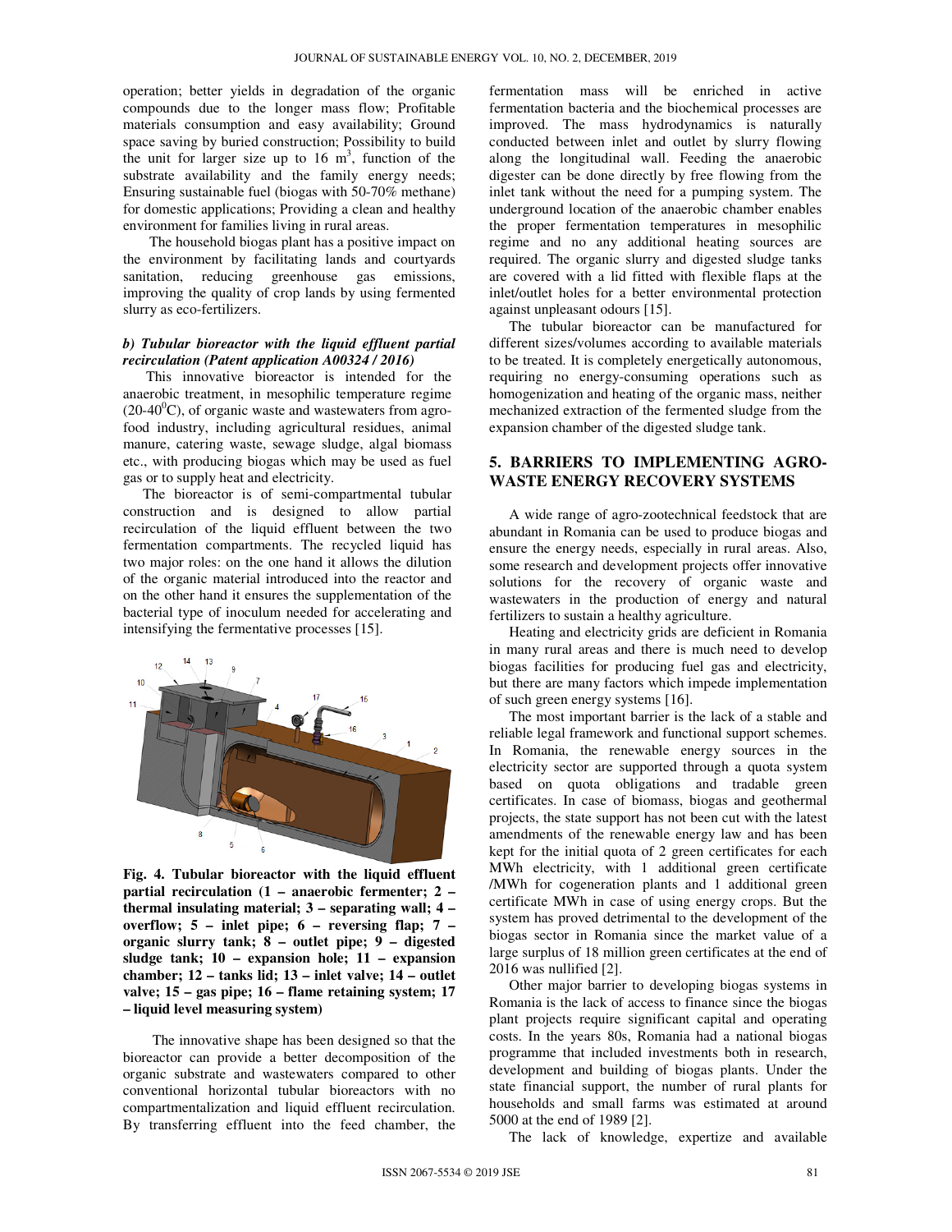operation; better yields in degradation of the organic compounds due to the longer mass flow; Profitable materials consumption and easy availability; Ground space saving by buried construction; Possibility to build the unit for larger size up to 16 $m^3$, function of the substrate availability and the family energy needs; Ensuring sustainable fuel (biogas with 50-70% methane) for domestic applications; Providing a clean and healthy environment for families living in rural areas.

The household biogas plant has a positive impact on the environment by facilitating lands and courtyards sanitation, reducing greenhouse gas emissions, improving the quality of crop lands by using fermented slurry as eco-fertilizers.

***b) Tubular bioreactor with the liquid effluent partial recirculation (Patent application A00324 / 2016)***

This innovative bioreactor is intended for the anaerobic treatment, in mesophilic temperature regime (20-40$^0$C), of organic waste and wastewaters from agro-food industry, including agricultural residues, animal manure, catering waste, sewage sludge, algal biomass etc., with producing biogas which may be used as fuel gas or to supply heat and electricity.

The bioreactor is of semi-compartmental tubular construction and is designed to allow partial recirculation of the liquid effluent between the two fermentation compartments. The recycled liquid has two major roles: on the one hand it allows the dilution of the organic material introduced into the reactor and on the other hand it ensures the supplementation of the bacterial type of inoculum needed for accelerating and intensifying the fermentative processes [15].

**Fig. 4. Tubular bioreactor with the liquid effluent partial recirculation (1 – anaerobic fermenter; 2 – thermal insulating material; 3 – separating wall; 4 – overflow; 5 – inlet pipe; 6 – reversing flap; 7 – organic slurry tank; 8 – outlet pipe; 9 – digested sludge tank; 10 – expansion hole; 11 – expansion chamber; 12 – tanks lid; 13 – inlet valve; 14 – outlet valve; 15 – gas pipe; 16 – flame retaining system; 17 – liquid level measuring system)**

The innovative shape has been designed so that the bioreactor can provide a better decomposition of the organic substrate and wastewaters compared to other conventional horizontal tubular bioreactors with no compartmentalization and liquid effluent recirculation. By transferring effluent into the feed chamber, the fermentation mass will be enriched in active fermentation bacteria and the biochemical processes are improved. The mass hydrodynamics is naturally conducted between inlet and outlet by slurry flowing along the longitudinal wall. Feeding the anaerobic digester can be done directly by free flowing from the inlet tank without the need for a pumping system. The underground location of the anaerobic chamber enables the proper fermentation temperatures in mesophilic regime and no any additional heating sources are required. The organic slurry and digested sludge tanks are covered with a lid fitted with flexible flaps at the inlet/outlet holes for a better environmental protection against unpleasant odours [15].

The tubular bioreactor can be manufactured for different sizes/volumes according to available materials to be treated. It is completely energetically autonomous, requiring no energy-consuming operations such as homogenization and heating of the organic mass, neither mechanized extraction of the fermented sludge from the expansion chamber of the digested sludge tank.

## 5. BARRIERS TO IMPLEMENTING AGRO-WASTE ENERGY RECOVERY SYSTEMS

A wide range of agro-zootechnical feedstock that are abundant in Romania can be used to produce biogas and ensure the energy needs, especially in rural areas. Also, some research and development projects offer innovative solutions for the recovery of organic waste and wastewaters in the production of energy and natural fertilizers to sustain a healthy agriculture.

Heating and electricity grids are deficient in Romania in many rural areas and there is much need to develop biogas facilities for producing fuel gas and electricity, but there are many factors which impede implementation of such green energy systems [16].

The most important barrier is the lack of a stable and reliable legal framework and functional support schemes. In Romania, the renewable energy sources in the electricity sector are supported through a quota system based on quota obligations and tradable green certificates. In case of biomass, biogas and geothermal projects, the state support has not been cut with the latest amendments of the renewable energy law and has been kept for the initial quota of 2 green certificates for each MWh electricity, with 1 additional green certificate /MWh for cogeneration plants and 1 additional green certificate MWh in case of using energy crops. But the system has proved detrimental to the development of the biogas sector in Romania since the market value of a large surplus of 18 million green certificates at the end of 2016 was nullified [2].

Other major barrier to developing biogas systems in Romania is the lack of access to finance since the biogas plant projects require significant capital and operating costs. In the years 80s, Romania had a national biogas programme that included investments both in research, development and building of biogas plants. Under the state financial support, the number of rural plants for households and small farms was estimated at around 5000 at the end of 1989 [2].

The lack of knowledge, expertize and available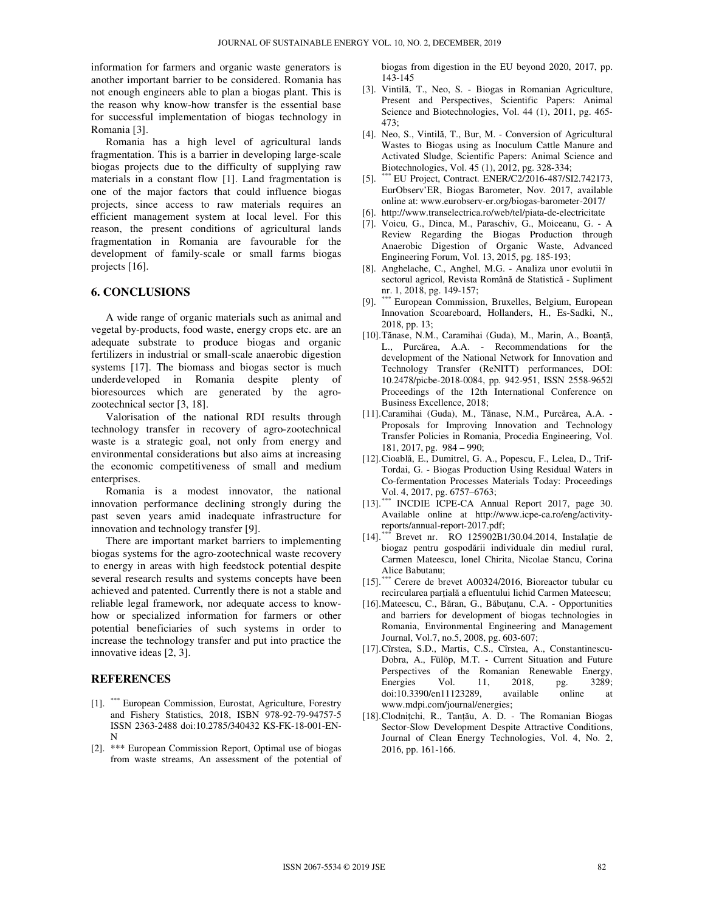information for farmers and organic waste generators is another important barrier to be considered. Romania has not enough engineers able to plan a biogas plant. This is the reason why know-how transfer is the essential base for successful implementation of biogas technology in Romania [3].

Romania has a high level of agricultural lands fragmentation. This is a barrier in developing large-scale biogas projects due to the difficulty of supplying raw materials in a constant flow [1]. Land fragmentation is one of the major factors that could influence biogas projects, since access to raw materials requires an efficient management system at local level. For this reason, the present conditions of agricultural lands fragmentation in Romania are favourable for the development of family-scale or small farms biogas projects [16].

## 6. CONCLUSIONS

A wide range of organic materials such as animal and vegetal by-products, food waste, energy crops etc. are an adequate substrate to produce biogas and organic fertilizers in industrial or small-scale anaerobic digestion systems [17]. The biomass and biogas sector is much underdeveloped in Romania despite plenty of bioresources which are generated by the agro-zootechnical sector [3, 18].

Valorisation of the national RDI results through technology transfer in recovery of agro-zootechnical waste is a strategic goal, not only from energy and environmental considerations but also aims at increasing the economic competitiveness of small and medium enterprises.

Romania is a modest innovator, the national innovation performance declining strongly during the past seven years amid inadequate infrastructure for innovation and technology transfer [9].

There are important market barriers to implementing biogas systems for the agro-zootechnical waste recovery to energy in areas with high feedstock potential despite several research results and systems concepts have been achieved and patented. Currently there is not a stable and reliable legal framework, nor adequate access to know-how or specialized information for farmers or other potential beneficiaries of such systems in order to increase the technology transfer and put into practice the innovative ideas [2, 3].

## REFERENCES

[1]. *** European Commission, Eurostat, Agriculture, Forestry and Fishery Statistics, 2018, ISBN 978-92-79-94757-5 ISSN 2363-2488 doi:10.2785/340432 KS-FK-18-001-EN-N

[2]. *** European Commission Report, Optimal use of biogas from waste streams, An assessment of the potential of biogas from digestion in the EU beyond 2020, 2017, pp. 143-145

[3]. Vintilă, T., Neo, S. - Biogas in Romanian Agriculture, Present and Perspectives, Scientific Papers: Animal Science and Biotechnologies, Vol. 44 (1), 2011, pg. 465-473;

[4]. Neo, S., Vintilă, T., Bur, M. - Conversion of Agricultural Wastes to Biogas using as Inoculum Cattle Manure and Activated Sludge, Scientific Papers: Animal Science and Biotechnologies, Vol. 45 (1), 2012, pg. 328-334;

[5]. *** EU Project, Contract. ENER/C2/2016-487/SI2.742173, EurObserv'ER, Biogas Barometer, Nov. 2017, available online at: www.eurobserv-er.org/biogas-barometer-2017/

[6]. http://www.transelectrica.ro/web/tel/piata-de-electricitate

[7]. Voicu, G., Dinca, M., Paraschiv, G., Moiceanu, G. - A Review Regarding the Biogas Production through Anaerobic Digestion of Organic Waste, Advanced Engineering Forum, Vol. 13, 2015, pg. 185-193;

[8]. Anghelache, C., Anghel, M.G. - Analiza unor evolutii în sectorul agricol, Revista Română de Statistică - Supliment nr. 1, 2018, pg. 149-157;

[9]. *** European Commission, Bruxelles, Belgium, European Innovation Scoareboard, Hollanders, H., Es-Sadki, N., 2018, pp. 13;

[10]. Tănase, N.M., Caramihai (Guda), M., Marin, A., Boanţă, L., Purcărea, A.A. - Recommendations for the development of the National Network for Innovation and Technology Transfer (ReNITT) performances, DOI: 10.2478/picbe-2018-0084, pp. 942-951, ISSN 2558-9652| Proceedings of the 12th International Conference on Business Excellence, 2018;

[11]. Caramihai (Guda), M., Tănase, N.M., Purcărea, A.A. - Proposals for Improving Innovation and Technology Transfer Policies in Romania, Procedia Engineering, Vol. 181, 2017, pg. 984 – 990;

[12]. Cioablă, E., Dumitrel, G. A., Popescu, F., Lelea, D., Trif-Tordai, G. - Biogas Production Using Residual Waters in Co-fermentation Processes Materials Today: Proceedings Vol. 4, 2017, pg. 6757–6763;

[13]. *** INCDIE ICPE-CA Annual Report 2017, page 30. Available online at http://www.icpe-ca.ro/eng/activity-reports/annual-report-2017.pdf;

[14]. *** Brevet nr. RO 125902B1/30.04.2014, Instalație de biogaz pentru gospodării individuale din mediul rural, Carmen Mateescu, Ionel Chirita, Nicolae Stancu, Corina Alice Babutanu;

[15]. *** Cerere de brevet A00324/2016, Bioreactor tubular cu recircularea parțială a efluentului lichid Carmen Mateescu;

[16]. Mateescu, C., Băran, G., Băbuţanu, C.A. - Opportunities and barriers for development of biogas technologies in Romania, Environmental Engineering and Management Journal, Vol.7, no.5, 2008, pg. 603-607;

[17]. Cîrstea, S.D., Martis, C.S., Cîrstea, A., Constantinescu-Dobra, A., Fülöp, M.T. - Current Situation and Future Perspectives of the Romanian Renewable Energy, Energies Vol. 11, 2018, pg. 3289; doi:10.3390/en11123289, available online at www.mdpi.com/journal/energies;

[18]. Clodnițchi, R., Tanţău, A. D. - The Romanian Biogas Sector-Slow Development Despite Attractive Conditions, Journal of Clean Energy Technologies, Vol. 4, No. 2, 2016, pp. 161-166.